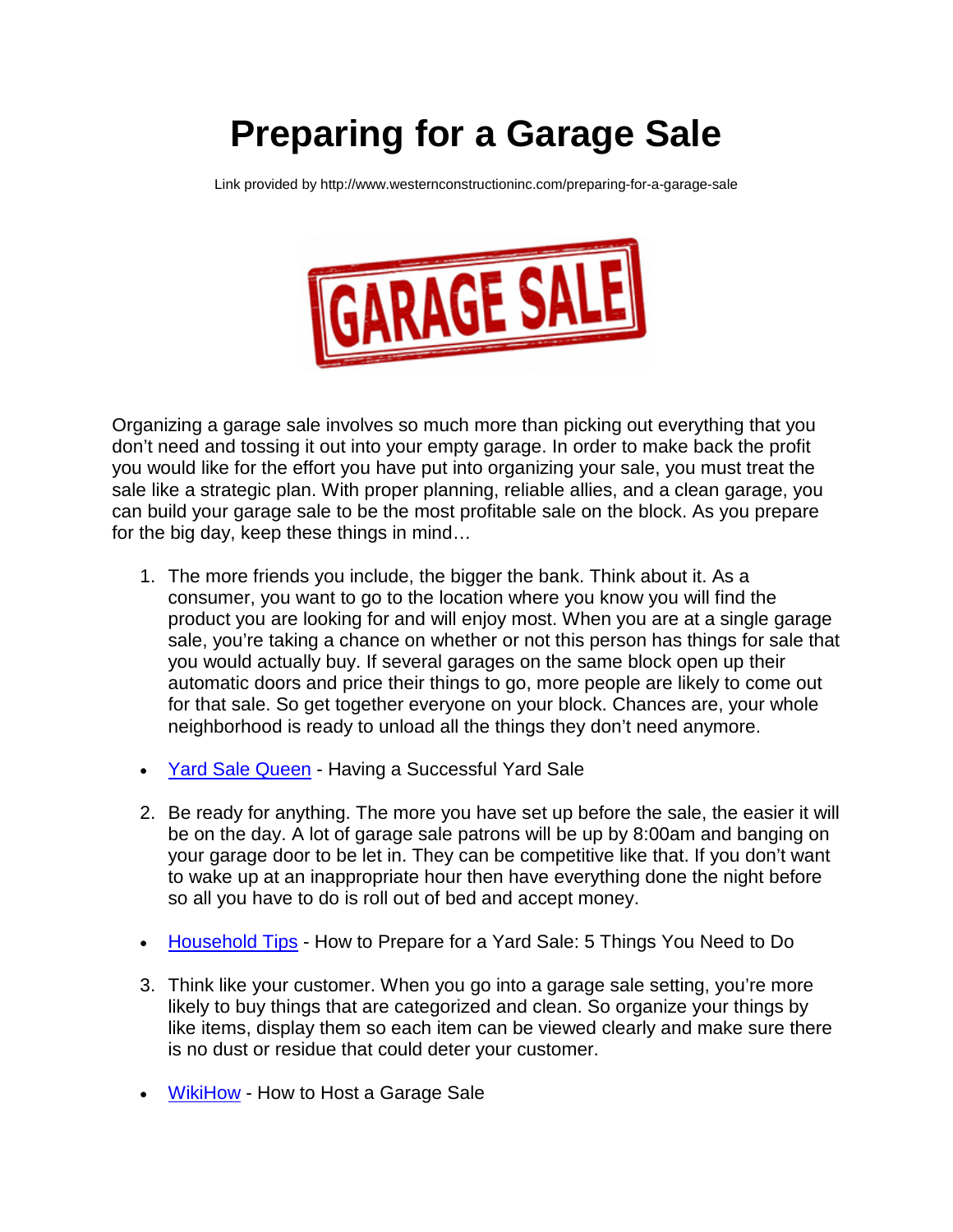# Preparing for a Garage Sale

Link provided by http://www.westernconstructioninc.com/preparing-for-a-garage-sale

Organizing a garage sale involves so much more than picking out everything that you don't need and tossing it out into your empty garage. In order to make back the profit you would like for the effort you have put into organizing your sale, you must treat the sale like a strategic plan. With proper planning, reliable allies, and a clean garage, you can build your garage sale to be the most profitable sale on the block. As you prepare for the big day, keep these things in mind…

1. The more friends you include, the bigger the bank. Think about it. As a consumer, you want to go to the location where you know you will find the product you are looking for and will enjoy most. When you are at a single garage sale, you're taking a chance on whether or not this person has things for sale that you would actually buy. If several garages on the same block open up their automatic doors and price their things to go, more people are likely to come out for that sale. So get together everyone on your block. Chances are, your whole neighborhood is ready to unload all the things they don't need anymore.

- Yard Sale Queen - Having a Successful Yard Sale

2. Be ready for anything. The more you have set up before the sale, the easier it will be on the day. A lot of garage sale patrons will be up by 8:00am and banging on your garage door to be let in. They can be competitive like that. If you don't want to wake up at an inappropriate hour then have everything done the night before so all you have to do is roll out of bed and accept money.

- Household Tips - How to Prepare for a Yard Sale: 5 Things You Need to Do

3. Think like your customer. When you go into a garage sale setting, you're more likely to buy things that are categorized and clean. So organize your things by like items, display them so each item can be viewed clearly and make sure there is no dust or residue that could deter your customer.

- WikiHow - How to Host a Garage Sale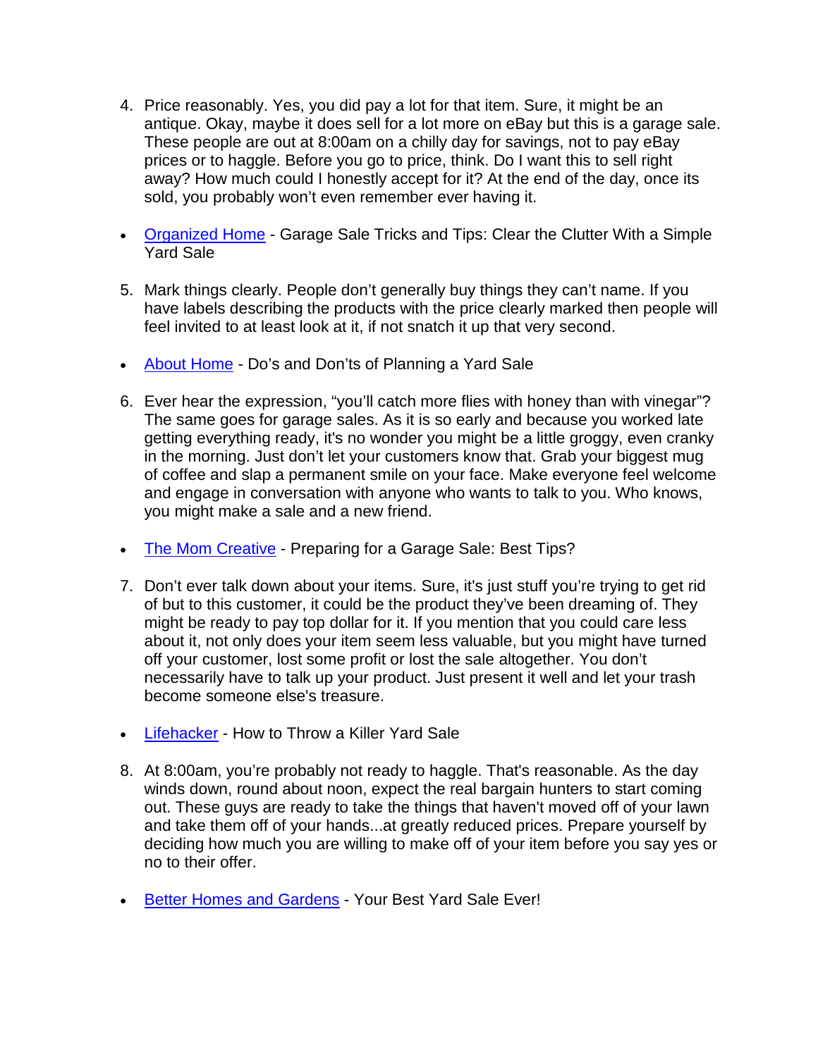4. Price reasonably. Yes, you did pay a lot for that item. Sure, it might be an antique. Okay, maybe it does sell for a lot more on eBay but this is a garage sale. These people are out at 8:00am on a chilly day for savings, not to pay eBay prices or to haggle. Before you go to price, think. Do I want this to sell right away? How much could I honestly accept for it? At the end of the day, once its sold, you probably won't even remember ever having it.

- [Organized Home]() - Garage Sale Tricks and Tips: Clear the Clutter With a Simple Yard Sale

5. Mark things clearly. People don't generally buy things they can't name. If you have labels describing the products with the price clearly marked then people will feel invited to at least look at it, if not snatch it up that very second.

- [About Home]() - Do's and Don'ts of Planning a Yard Sale

6. Ever hear the expression, "you'll catch more flies with honey than with vinegar"? The same goes for garage sales. As it is so early and because you worked late getting everything ready, it's no wonder you might be a little groggy, even cranky in the morning. Just don't let your customers know that. Grab your biggest mug of coffee and slap a permanent smile on your face. Make everyone feel welcome and engage in conversation with anyone who wants to talk to you. Who knows, you might make a sale and a new friend.

- [The Mom Creative]() - Preparing for a Garage Sale: Best Tips?

7. Don't ever talk down about your items. Sure, it's just stuff you're trying to get rid of but to this customer, it could be the product they've been dreaming of. They might be ready to pay top dollar for it. If you mention that you could care less about it, not only does your item seem less valuable, but you might have turned off your customer, lost some profit or lost the sale altogether. You don't necessarily have to talk up your product. Just present it well and let your trash become someone else's treasure.

- [Lifehacker]() - How to Throw a Killer Yard Sale

8. At 8:00am, you're probably not ready to haggle. That's reasonable. As the day winds down, round about noon, expect the real bargain hunters to start coming out. These guys are ready to take the things that haven't moved off of your lawn and take them off of your hands...at greatly reduced prices. Prepare yourself by deciding how much you are willing to make off of your item before you say yes or no to their offer.

- [Better Homes and Gardens]() - Your Best Yard Sale Ever!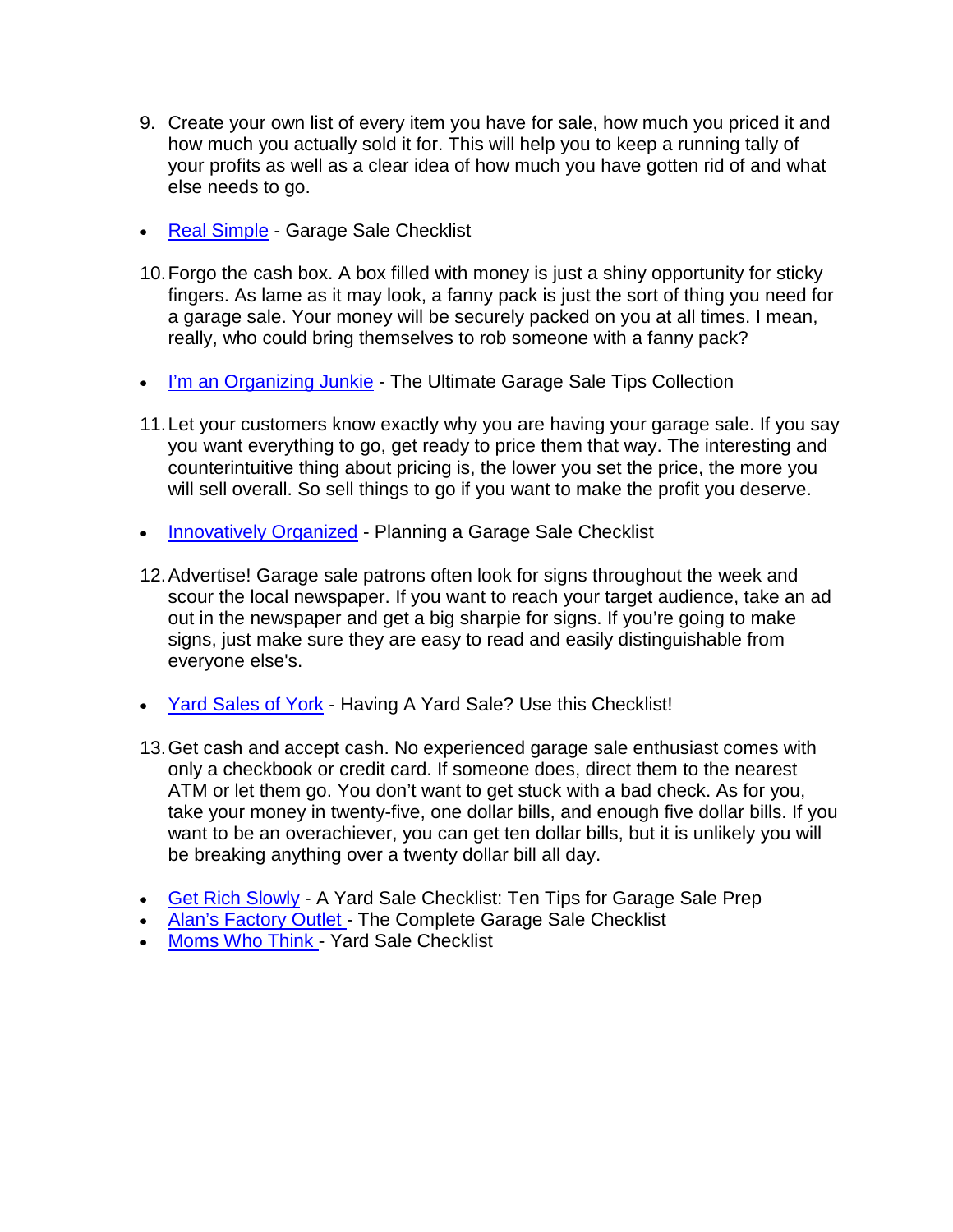9. Create your own list of every item you have for sale, how much you priced it and how much you actually sold it for. This will help you to keep a running tally of your profits as well as a clear idea of how much you have gotten rid of and what else needs to go.

- Real Simple - Garage Sale Checklist

10. Forgo the cash box. A box filled with money is just a shiny opportunity for sticky fingers. As lame as it may look, a fanny pack is just the sort of thing you need for a garage sale. Your money will be securely packed on you at all times. I mean, really, who could bring themselves to rob someone with a fanny pack?

- I'm an Organizing Junkie - The Ultimate Garage Sale Tips Collection

11. Let your customers know exactly why you are having your garage sale. If you say you want everything to go, get ready to price them that way. The interesting and counterintuitive thing about pricing is, the lower you set the price, the more you will sell overall. So sell things to go if you want to make the profit you deserve.

- Innovatively Organized - Planning a Garage Sale Checklist

12. Advertise! Garage sale patrons often look for signs throughout the week and scour the local newspaper. If you want to reach your target audience, take an ad out in the newspaper and get a big sharpie for signs. If you're going to make signs, just make sure they are easy to read and easily distinguishable from everyone else's.

- Yard Sales of York - Having A Yard Sale? Use this Checklist!

13. Get cash and accept cash. No experienced garage sale enthusiast comes with only a checkbook or credit card. If someone does, direct them to the nearest ATM or let them go. You don't want to get stuck with a bad check. As for you, take your money in twenty-five, one dollar bills, and enough five dollar bills. If you want to be an overachiever, you can get ten dollar bills, but it is unlikely you will be breaking anything over a twenty dollar bill all day.

- Get Rich Slowly - A Yard Sale Checklist: Ten Tips for Garage Sale Prep
- Alan's Factory Outlet - The Complete Garage Sale Checklist
- Moms Who Think - Yard Sale Checklist